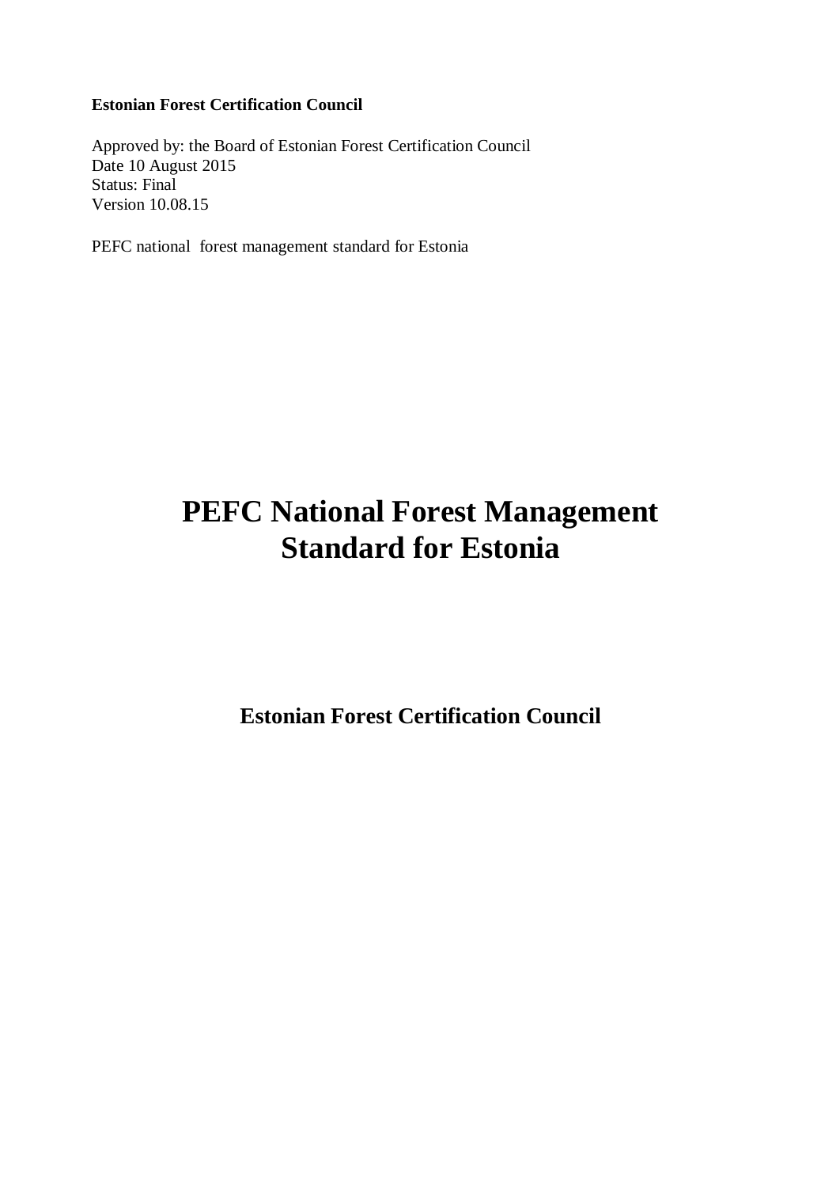**Estonian Forest Certification Council**

Approved by: the Board of Estonian Forest Certification Council
Date 10 August 2015
Status: Final
Version 10.08.15

PEFC national forest management standard for Estonia

# PEFC National Forest Management Standard for Estonia

## Estonian Forest Certification Council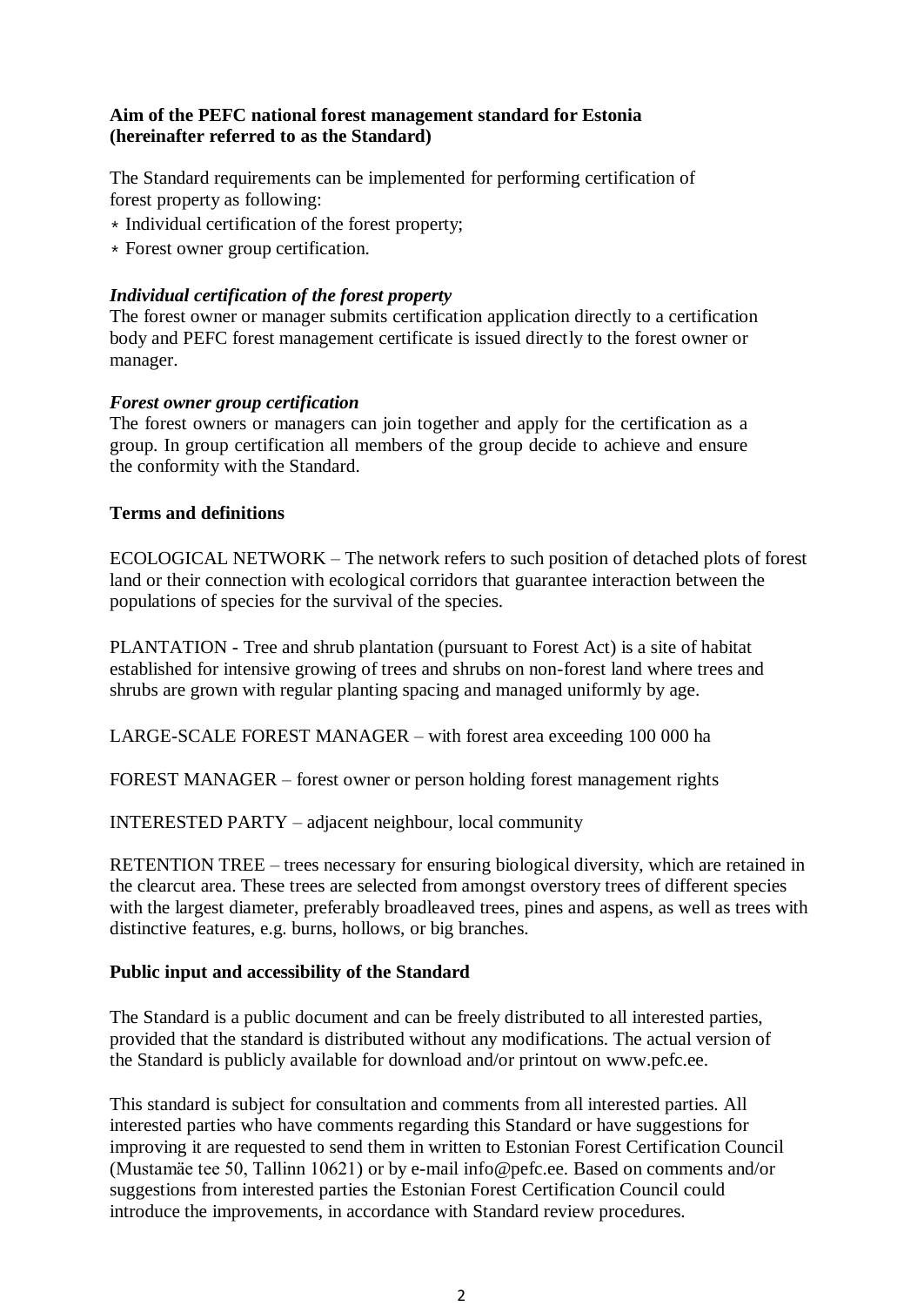**Aim of the PEFC national forest management standard for Estonia (hereinafter referred to as the Standard)**

The Standard requirements can be implemented for performing certification of forest property as following:

- Individual certification of the forest property;
- Forest owner group certification.

***Individual certification of the forest property***

The forest owner or manager submits certification application directly to a certification body and PEFC forest management certificate is issued directly to the forest owner or manager.

***Forest owner group certification***

The forest owners or managers can join together and apply for the certification as a group. In group certification all members of the group decide to achieve and ensure the conformity with the Standard.

**Terms and definitions**

ECOLOGICAL NETWORK – The network refers to such position of detached plots of forest land or their connection with ecological corridors that guarantee interaction between the populations of species for the survival of the species.

PLANTATION - Tree and shrub plantation (pursuant to Forest Act) is a site of habitat established for intensive growing of trees and shrubs on non-forest land where trees and shrubs are grown with regular planting spacing and managed uniformly by age.

LARGE-SCALE FOREST MANAGER – with forest area exceeding 100 000 ha

FOREST MANAGER – forest owner or person holding forest management rights

INTERESTED PARTY – adjacent neighbour, local community

RETENTION TREE – trees necessary for ensuring biological diversity, which are retained in the clearcut area. These trees are selected from amongst overstory trees of different species with the largest diameter, preferably broadleaved trees, pines and aspens, as well as trees with distinctive features, e.g. burns, hollows, or big branches.

**Public input and accessibility of the Standard**

The Standard is a public document and can be freely distributed to all interested parties, provided that the standard is distributed without any modifications. The actual version of the Standard is publicly available for download and/or printout on www.pefc.ee.

This standard is subject for consultation and comments from all interested parties. All interested parties who have comments regarding this Standard or have suggestions for improving it are requested to send them in written to Estonian Forest Certification Council (Mustamäe tee 50, Tallinn 10621) or by e-mail info@pefc.ee. Based on comments and/or suggestions from interested parties the Estonian Forest Certification Council could introduce the improvements, in accordance with Standard review procedures.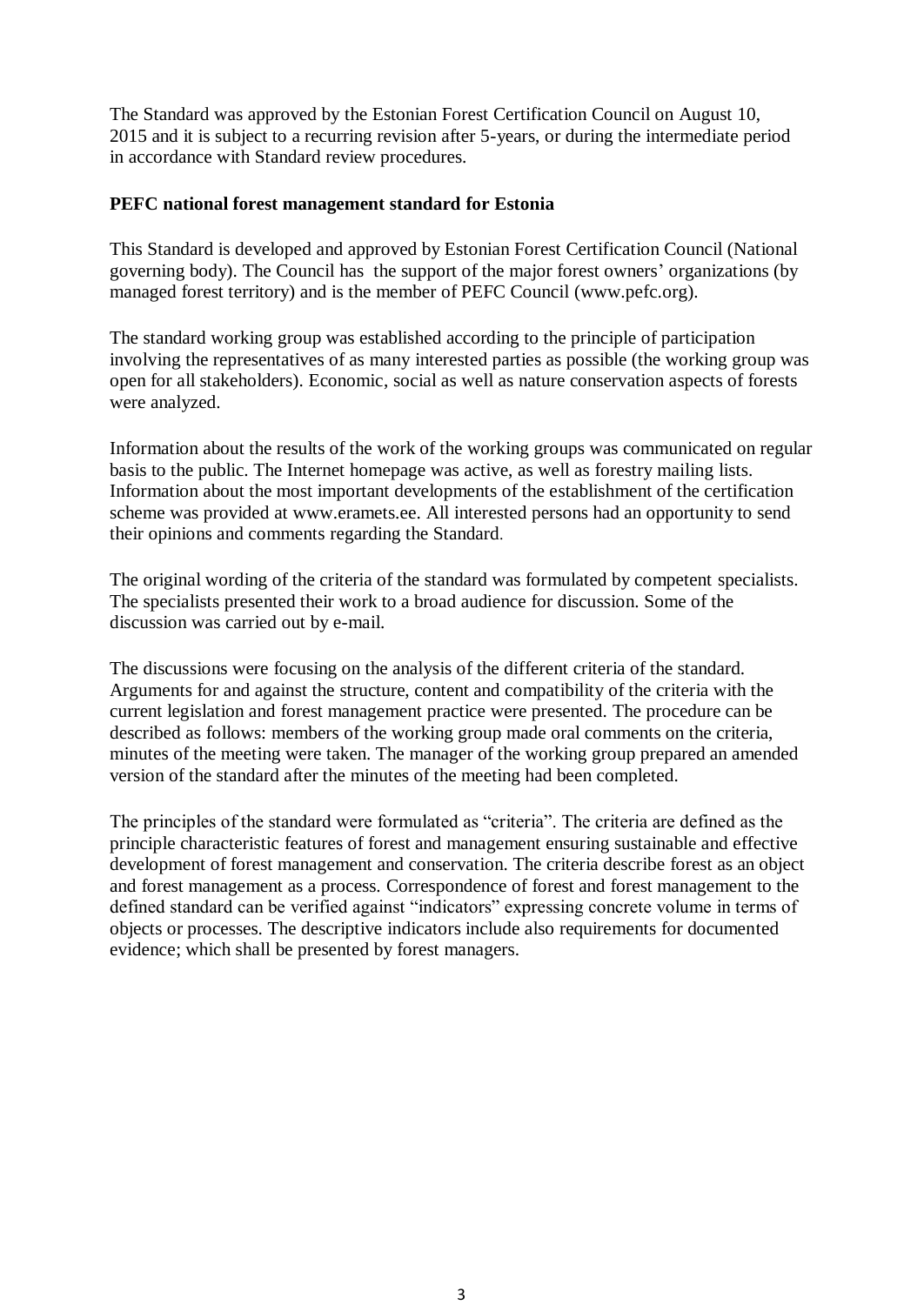The Standard was approved by the Estonian Forest Certification Council on August 10, 2015 and it is subject to a recurring revision after 5-years, or during the intermediate period in accordance with Standard review procedures.

**PEFC national forest management standard for Estonia**

This Standard is developed and approved by Estonian Forest Certification Council (National governing body). The Council has the support of the major forest owners' organizations (by managed forest territory) and is the member of PEFC Council (www.pefc.org).

The standard working group was established according to the principle of participation involving the representatives of as many interested parties as possible (the working group was open for all stakeholders). Economic, social as well as nature conservation aspects of forests were analyzed.

Information about the results of the work of the working groups was communicated on regular basis to the public. The Internet homepage was active, as well as forestry mailing lists. Information about the most important developments of the establishment of the certification scheme was provided at www.eramets.ee. All interested persons had an opportunity to send their opinions and comments regarding the Standard.

The original wording of the criteria of the standard was formulated by competent specialists. The specialists presented their work to a broad audience for discussion. Some of the discussion was carried out by e-mail.

The discussions were focusing on the analysis of the different criteria of the standard. Arguments for and against the structure, content and compatibility of the criteria with the current legislation and forest management practice were presented. The procedure can be described as follows: members of the working group made oral comments on the criteria, minutes of the meeting were taken. The manager of the working group prepared an amended version of the standard after the minutes of the meeting had been completed.

The principles of the standard were formulated as "criteria". The criteria are defined as the principle characteristic features of forest and management ensuring sustainable and effective development of forest management and conservation. The criteria describe forest as an object and forest management as a process. Correspondence of forest and forest management to the defined standard can be verified against "indicators" expressing concrete volume in terms of objects or processes. The descriptive indicators include also requirements for documented evidence; which shall be presented by forest managers.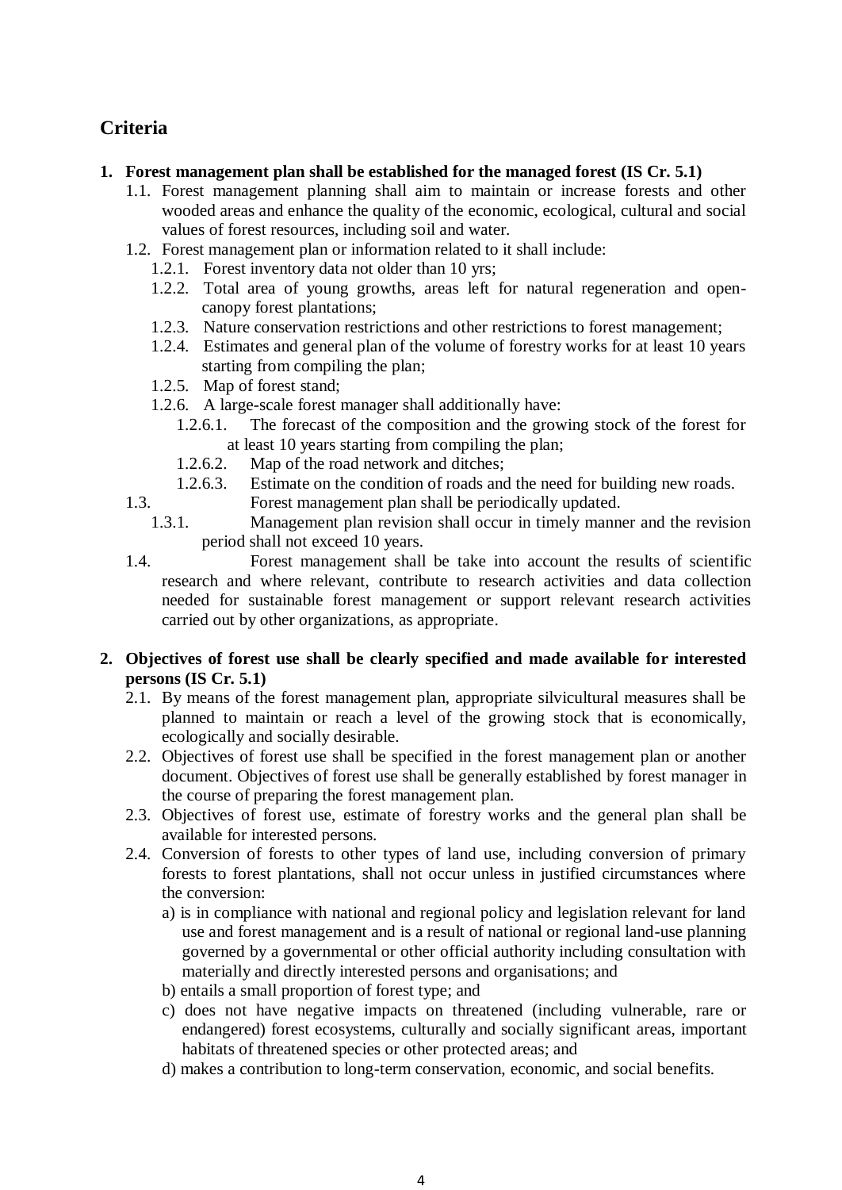## Criteria

1. **Forest management plan shall be established for the managed forest (IS Cr. 5.1)**
   - 1.1. Forest management planning shall aim to maintain or increase forests and other wooded areas and enhance the quality of the economic, ecological, cultural and social values of forest resources, including soil and water.
   - 1.2. Forest management plan or information related to it shall include:
     - 1.2.1. Forest inventory data not older than 10 yrs;
     - 1.2.2. Total area of young growths, areas left for natural regeneration and open-canopy forest plantations;
     - 1.2.3. Nature conservation restrictions and other restrictions to forest management;
     - 1.2.4. Estimates and general plan of the volume of forestry works for at least 10 years starting from compiling the plan;
     - 1.2.5. Map of forest stand;
     - 1.2.6. A large-scale forest manager shall additionally have:
       - 1.2.6.1. The forecast of the composition and the growing stock of the forest for at least 10 years starting from compiling the plan;
       - 1.2.6.2. Map of the road network and ditches;
       - 1.2.6.3. Estimate on the condition of roads and the need for building new roads.
   - 1.3. Forest management plan shall be periodically updated.
     - 1.3.1. Management plan revision shall occur in timely manner and the revision period shall not exceed 10 years.
   - 1.4. Forest management shall be take into account the results of scientific research and where relevant, contribute to research activities and data collection needed for sustainable forest management or support relevant research activities carried out by other organizations, as appropriate.

2. **Objectives of forest use shall be clearly specified and made available for interested persons (IS Cr. 5.1)**
   - 2.1. By means of the forest management plan, appropriate silvicultural measures shall be planned to maintain or reach a level of the growing stock that is economically, ecologically and socially desirable.
   - 2.2. Objectives of forest use shall be specified in the forest management plan or another document. Objectives of forest use shall be generally established by forest manager in the course of preparing the forest management plan.
   - 2.3. Objectives of forest use, estimate of forestry works and the general plan shall be available for interested persons.
   - 2.4. Conversion of forests to other types of land use, including conversion of primary forests to forest plantations, shall not occur unless in justified circumstances where the conversion:
     - a) is in compliance with national and regional policy and legislation relevant for land use and forest management and is a result of national or regional land-use planning governed by a governmental or other official authority including consultation with materially and directly interested persons and organisations; and
     - b) entails a small proportion of forest type; and
     - c) does not have negative impacts on threatened (including vulnerable, rare or endangered) forest ecosystems, culturally and socially significant areas, important habitats of threatened species or other protected areas; and
     - d) makes a contribution to long-term conservation, economic, and social benefits.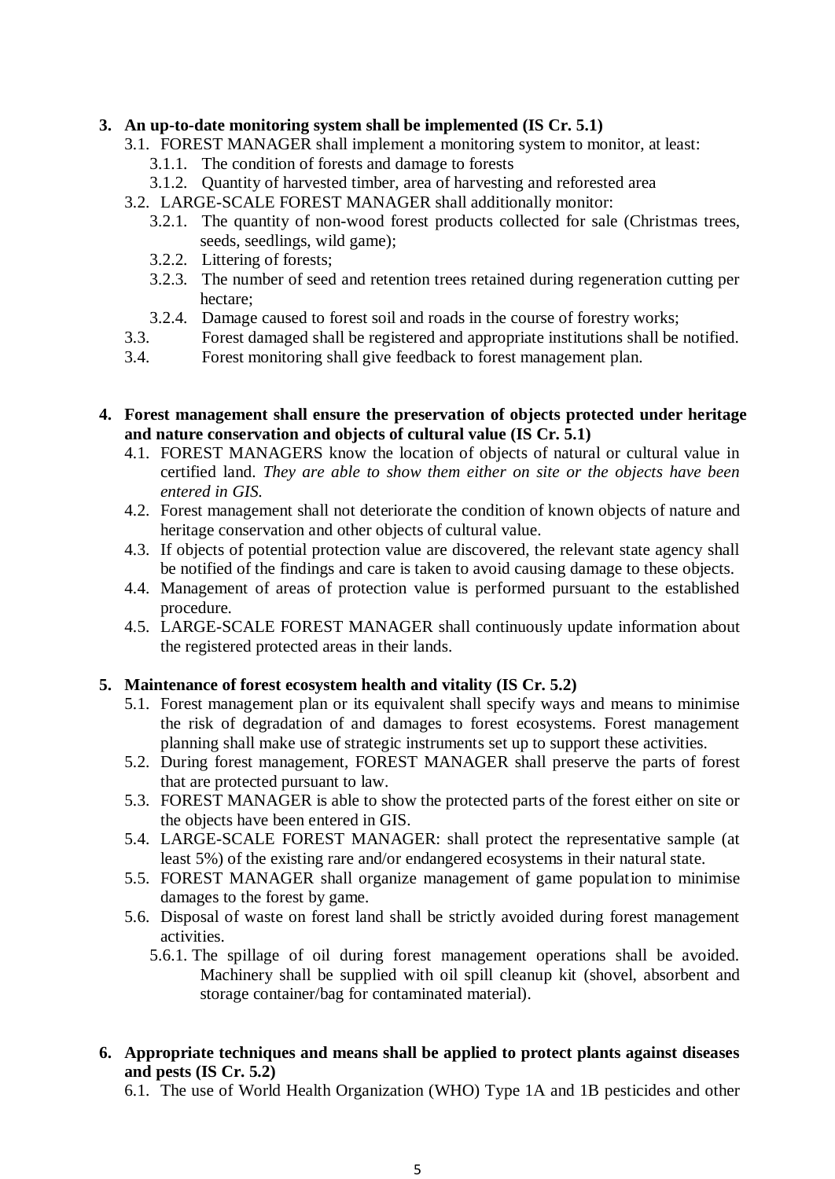**3. An up-to-date monitoring system shall be implemented (IS Cr. 5.1)**

- 3.1. FOREST MANAGER shall implement a monitoring system to monitor, at least:
  - 3.1.1. The condition of forests and damage to forests
  - 3.1.2. Quantity of harvested timber, area of harvesting and reforested area
- 3.2. LARGE-SCALE FOREST MANAGER shall additionally monitor:
  - 3.2.1. The quantity of non-wood forest products collected for sale (Christmas trees, seeds, seedlings, wild game);
  - 3.2.2. Littering of forests;
  - 3.2.3. The number of seed and retention trees retained during regeneration cutting per hectare;
  - 3.2.4. Damage caused to forest soil and roads in the course of forestry works;
- 3.3. Forest damaged shall be registered and appropriate institutions shall be notified.
- 3.4. Forest monitoring shall give feedback to forest management plan.

**4. Forest management shall ensure the preservation of objects protected under heritage and nature conservation and objects of cultural value (IS Cr. 5.1)**

- 4.1. FOREST MANAGERS know the location of objects of natural or cultural value in certified land. *They are able to show them either on site or the objects have been entered in GIS.*
- 4.2. Forest management shall not deteriorate the condition of known objects of nature and heritage conservation and other objects of cultural value.
- 4.3. If objects of potential protection value are discovered, the relevant state agency shall be notified of the findings and care is taken to avoid causing damage to these objects.
- 4.4. Management of areas of protection value is performed pursuant to the established procedure.
- 4.5. LARGE-SCALE FOREST MANAGER shall continuously update information about the registered protected areas in their lands.

**5. Maintenance of forest ecosystem health and vitality (IS Cr. 5.2)**

- 5.1. Forest management plan or its equivalent shall specify ways and means to minimise the risk of degradation of and damages to forest ecosystems. Forest management planning shall make use of strategic instruments set up to support these activities.
- 5.2. During forest management, FOREST MANAGER shall preserve the parts of forest that are protected pursuant to law.
- 5.3. FOREST MANAGER is able to show the protected parts of the forest either on site or the objects have been entered in GIS.
- 5.4. LARGE-SCALE FOREST MANAGER: shall protect the representative sample (at least 5%) of the existing rare and/or endangered ecosystems in their natural state.
- 5.5. FOREST MANAGER shall organize management of game population to minimise damages to the forest by game.
- 5.6. Disposal of waste on forest land shall be strictly avoided during forest management activities.
  - 5.6.1. The spillage of oil during forest management operations shall be avoided. Machinery shall be supplied with oil spill cleanup kit (shovel, absorbent and storage container/bag for contaminated material).

**6. Appropriate techniques and means shall be applied to protect plants against diseases and pests (IS Cr. 5.2)**

- 6.1. The use of World Health Organization (WHO) Type 1A and 1B pesticides and other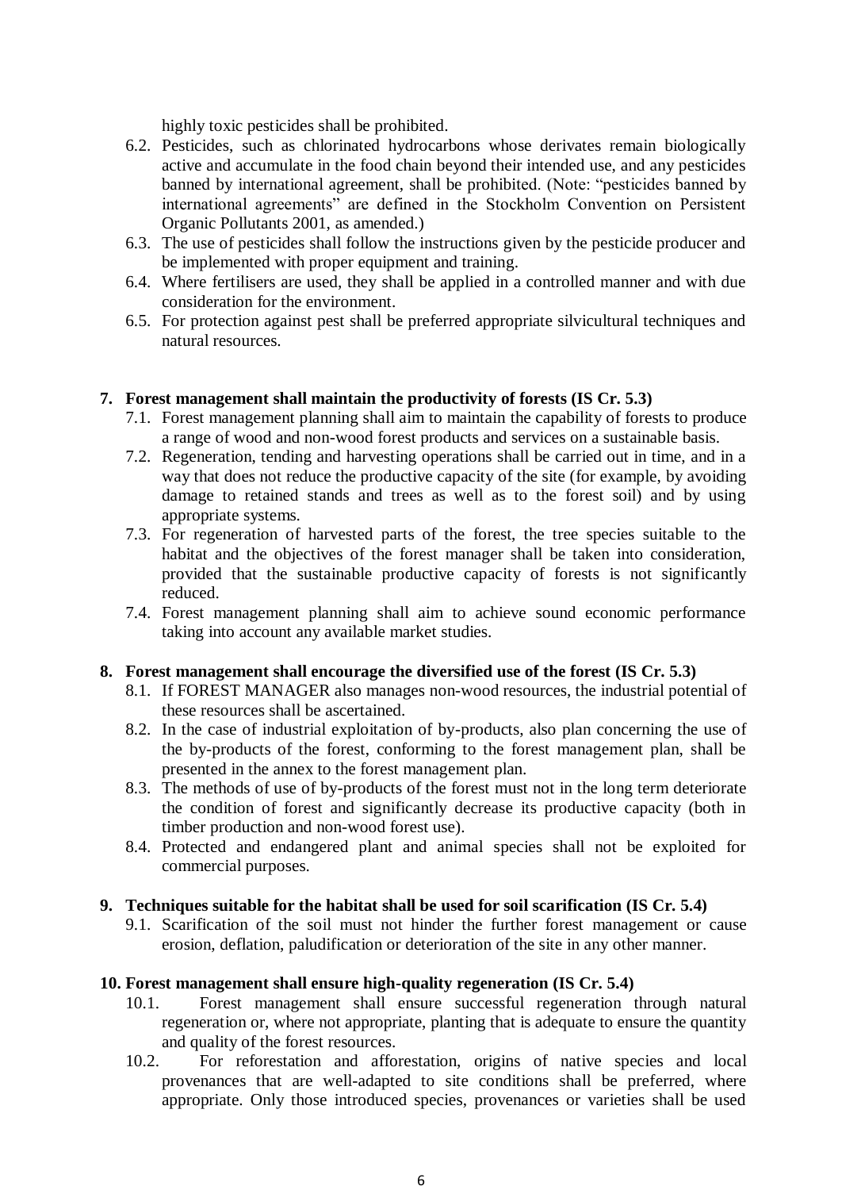highly toxic pesticides shall be prohibited.

6.2. Pesticides, such as chlorinated hydrocarbons whose derivates remain biologically active and accumulate in the food chain beyond their intended use, and any pesticides banned by international agreement, shall be prohibited. (Note: "pesticides banned by international agreements" are defined in the Stockholm Convention on Persistent Organic Pollutants 2001, as amended.)

6.3. The use of pesticides shall follow the instructions given by the pesticide producer and be implemented with proper equipment and training.

6.4. Where fertilisers are used, they shall be applied in a controlled manner and with due consideration for the environment.

6.5. For protection against pest shall be preferred appropriate silvicultural techniques and natural resources.

**7. Forest management shall maintain the productivity of forests (IS Cr. 5.3)**

7.1. Forest management planning shall aim to maintain the capability of forests to produce a range of wood and non-wood forest products and services on a sustainable basis.

7.2. Regeneration, tending and harvesting operations shall be carried out in time, and in a way that does not reduce the productive capacity of the site (for example, by avoiding damage to retained stands and trees as well as to the forest soil) and by using appropriate systems.

7.3. For regeneration of harvested parts of the forest, the tree species suitable to the habitat and the objectives of the forest manager shall be taken into consideration, provided that the sustainable productive capacity of forests is not significantly reduced.

7.4. Forest management planning shall aim to achieve sound economic performance taking into account any available market studies.

**8. Forest management shall encourage the diversified use of the forest (IS Cr. 5.3)**

8.1. If FOREST MANAGER also manages non-wood resources, the industrial potential of these resources shall be ascertained.

8.2. In the case of industrial exploitation of by-products, also plan concerning the use of the by-products of the forest, conforming to the forest management plan, shall be presented in the annex to the forest management plan.

8.3. The methods of use of by-products of the forest must not in the long term deteriorate the condition of forest and significantly decrease its productive capacity (both in timber production and non-wood forest use).

8.4. Protected and endangered plant and animal species shall not be exploited for commercial purposes.

**9. Techniques suitable for the habitat shall be used for soil scarification (IS Cr. 5.4)**

9.1. Scarification of the soil must not hinder the further forest management or cause erosion, deflation, paludification or deterioration of the site in any other manner.

**10. Forest management shall ensure high-quality regeneration (IS Cr. 5.4)**

10.1. Forest management shall ensure successful regeneration through natural regeneration or, where not appropriate, planting that is adequate to ensure the quantity and quality of the forest resources.

10.2. For reforestation and afforestation, origins of native species and local provenances that are well-adapted to site conditions shall be preferred, where appropriate. Only those introduced species, provenances or varieties shall be used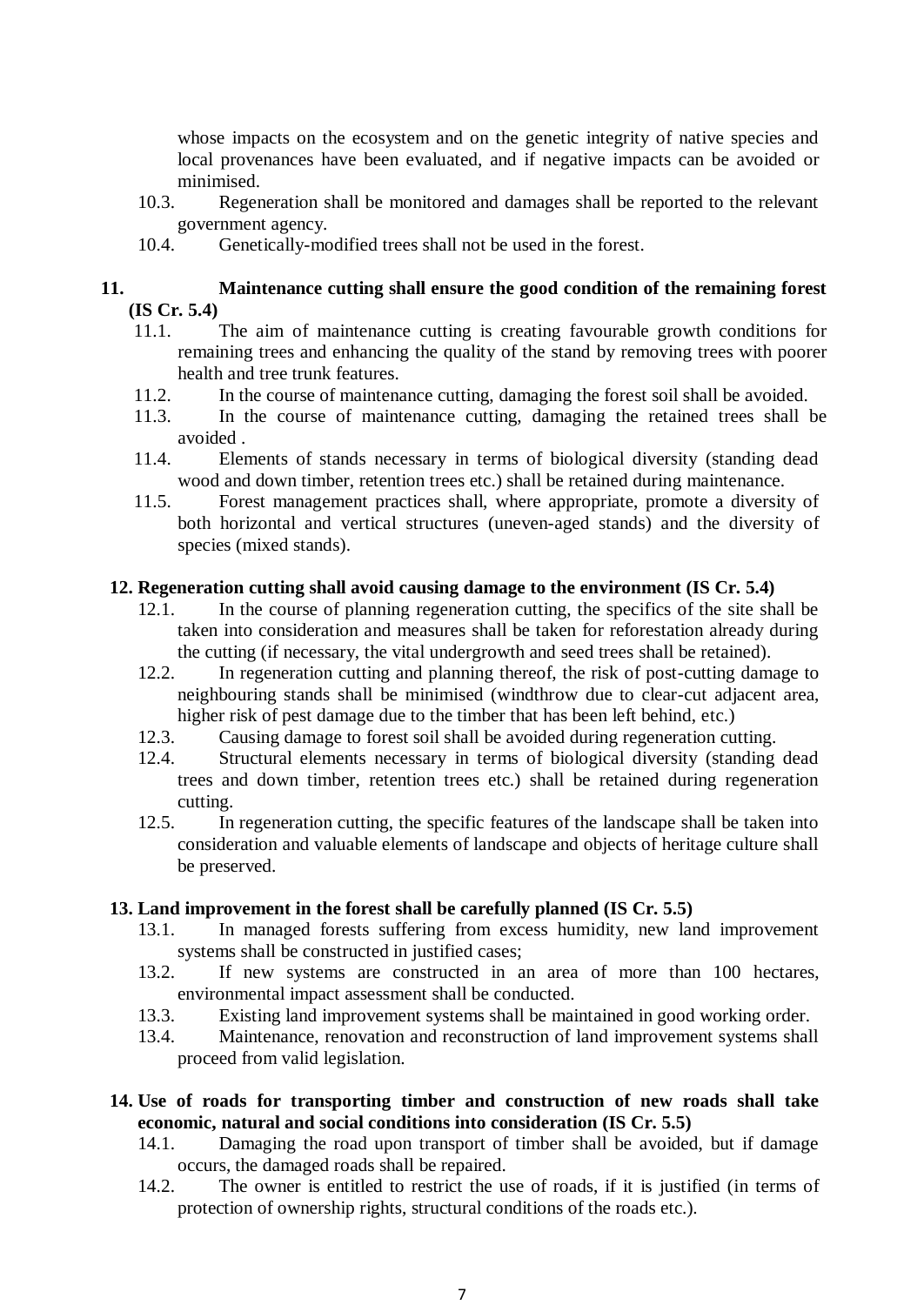whose impacts on the ecosystem and on the genetic integrity of native species and local provenances have been evaluated, and if negative impacts can be avoided or minimised.

10.3. Regeneration shall be monitored and damages shall be reported to the relevant government agency.

10.4. Genetically-modified trees shall not be used in the forest.

**11. Maintenance cutting shall ensure the good condition of the remaining forest (IS Cr. 5.4)**

11.1. The aim of maintenance cutting is creating favourable growth conditions for remaining trees and enhancing the quality of the stand by removing trees with poorer health and tree trunk features.

11.2. In the course of maintenance cutting, damaging the forest soil shall be avoided.

11.3. In the course of maintenance cutting, damaging the retained trees shall be avoided .

11.4. Elements of stands necessary in terms of biological diversity (standing dead wood and down timber, retention trees etc.) shall be retained during maintenance.

11.5. Forest management practices shall, where appropriate, promote a diversity of both horizontal and vertical structures (uneven-aged stands) and the diversity of species (mixed stands).

**12. Regeneration cutting shall avoid causing damage to the environment (IS Cr. 5.4)**

12.1. In the course of planning regeneration cutting, the specifics of the site shall be taken into consideration and measures shall be taken for reforestation already during the cutting (if necessary, the vital undergrowth and seed trees shall be retained).

12.2. In regeneration cutting and planning thereof, the risk of post-cutting damage to neighbouring stands shall be minimised (windthrow due to clear-cut adjacent area, higher risk of pest damage due to the timber that has been left behind, etc.)

12.3. Causing damage to forest soil shall be avoided during regeneration cutting.

12.4. Structural elements necessary in terms of biological diversity (standing dead trees and down timber, retention trees etc.) shall be retained during regeneration cutting.

12.5. In regeneration cutting, the specific features of the landscape shall be taken into consideration and valuable elements of landscape and objects of heritage culture shall be preserved.

**13. Land improvement in the forest shall be carefully planned (IS Cr. 5.5)**

13.1. In managed forests suffering from excess humidity, new land improvement systems shall be constructed in justified cases;

13.2. If new systems are constructed in an area of more than 100 hectares, environmental impact assessment shall be conducted.

13.3. Existing land improvement systems shall be maintained in good working order.

13.4. Maintenance, renovation and reconstruction of land improvement systems shall proceed from valid legislation.

**14. Use of roads for transporting timber and construction of new roads shall take economic, natural and social conditions into consideration (IS Cr. 5.5)**

14.1. Damaging the road upon transport of timber shall be avoided, but if damage occurs, the damaged roads shall be repaired.

14.2. The owner is entitled to restrict the use of roads, if it is justified (in terms of protection of ownership rights, structural conditions of the roads etc.).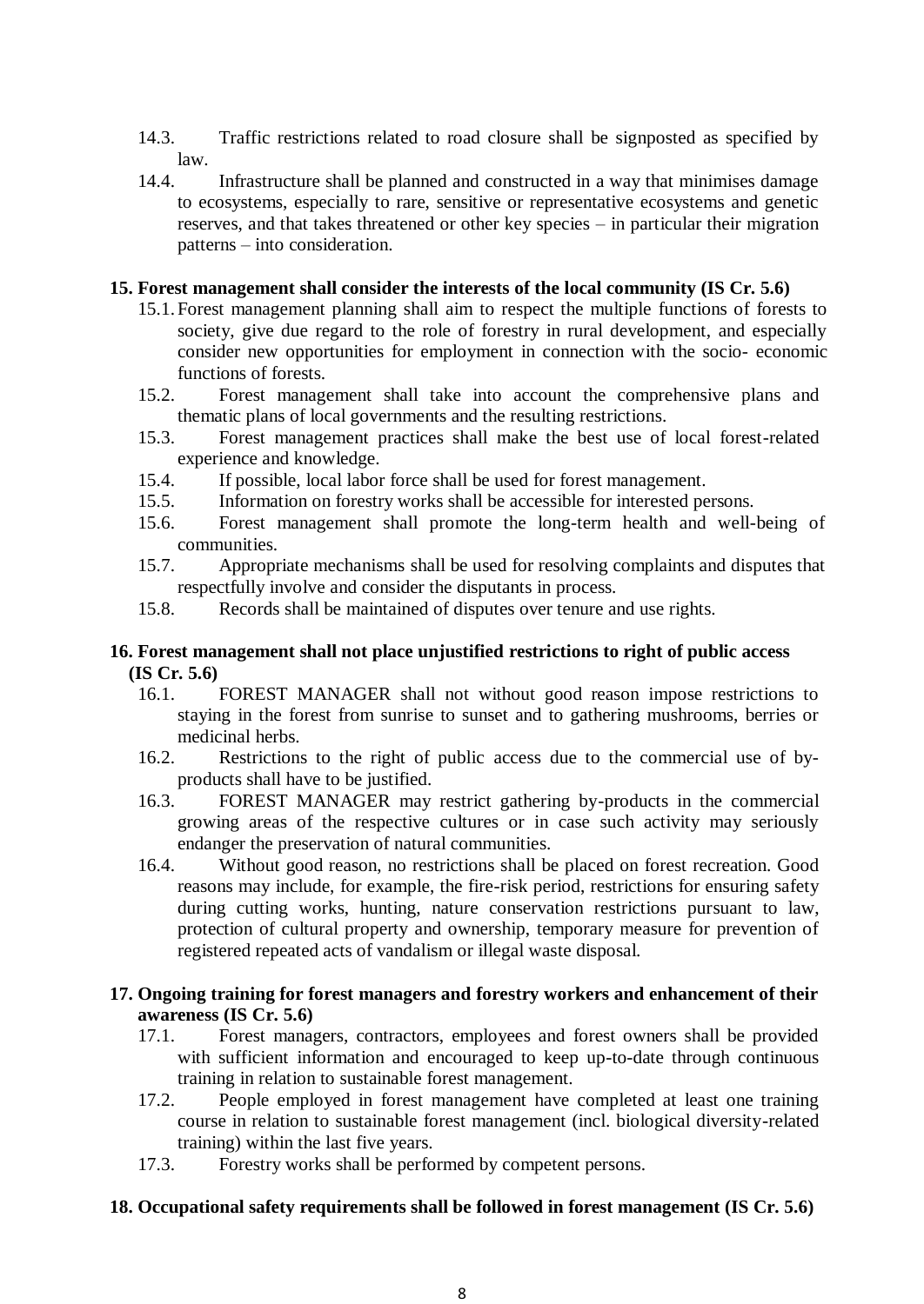14.3. Traffic restrictions related to road closure shall be signposted as specified by law.

14.4. Infrastructure shall be planned and constructed in a way that minimises damage to ecosystems, especially to rare, sensitive or representative ecosystems and genetic reserves, and that takes threatened or other key species – in particular their migration patterns – into consideration.

**15. Forest management shall consider the interests of the local community (IS Cr. 5.6)**

15.1. Forest management planning shall aim to respect the multiple functions of forests to society, give due regard to the role of forestry in rural development, and especially consider new opportunities for employment in connection with the socio- economic functions of forests.

15.2. Forest management shall take into account the comprehensive plans and thematic plans of local governments and the resulting restrictions.

15.3. Forest management practices shall make the best use of local forest-related experience and knowledge.

15.4. If possible, local labor force shall be used for forest management.

15.5. Information on forestry works shall be accessible for interested persons.

15.6. Forest management shall promote the long-term health and well-being of communities.

15.7. Appropriate mechanisms shall be used for resolving complaints and disputes that respectfully involve and consider the disputants in process.

15.8. Records shall be maintained of disputes over tenure and use rights.

**16. Forest management shall not place unjustified restrictions to right of public access (IS Cr. 5.6)**

16.1. FOREST MANAGER shall not without good reason impose restrictions to staying in the forest from sunrise to sunset and to gathering mushrooms, berries or medicinal herbs.

16.2. Restrictions to the right of public access due to the commercial use of by-products shall have to be justified.

16.3. FOREST MANAGER may restrict gathering by-products in the commercial growing areas of the respective cultures or in case such activity may seriously endanger the preservation of natural communities.

16.4. Without good reason, no restrictions shall be placed on forest recreation. Good reasons may include, for example, the fire-risk period, restrictions for ensuring safety during cutting works, hunting, nature conservation restrictions pursuant to law, protection of cultural property and ownership, temporary measure for prevention of registered repeated acts of vandalism or illegal waste disposal.

**17. Ongoing training for forest managers and forestry workers and enhancement of their awareness (IS Cr. 5.6)**

17.1. Forest managers, contractors, employees and forest owners shall be provided with sufficient information and encouraged to keep up-to-date through continuous training in relation to sustainable forest management.

17.2. People employed in forest management have completed at least one training course in relation to sustainable forest management (incl. biological diversity-related training) within the last five years.

17.3. Forestry works shall be performed by competent persons.

**18. Occupational safety requirements shall be followed in forest management (IS Cr. 5.6)**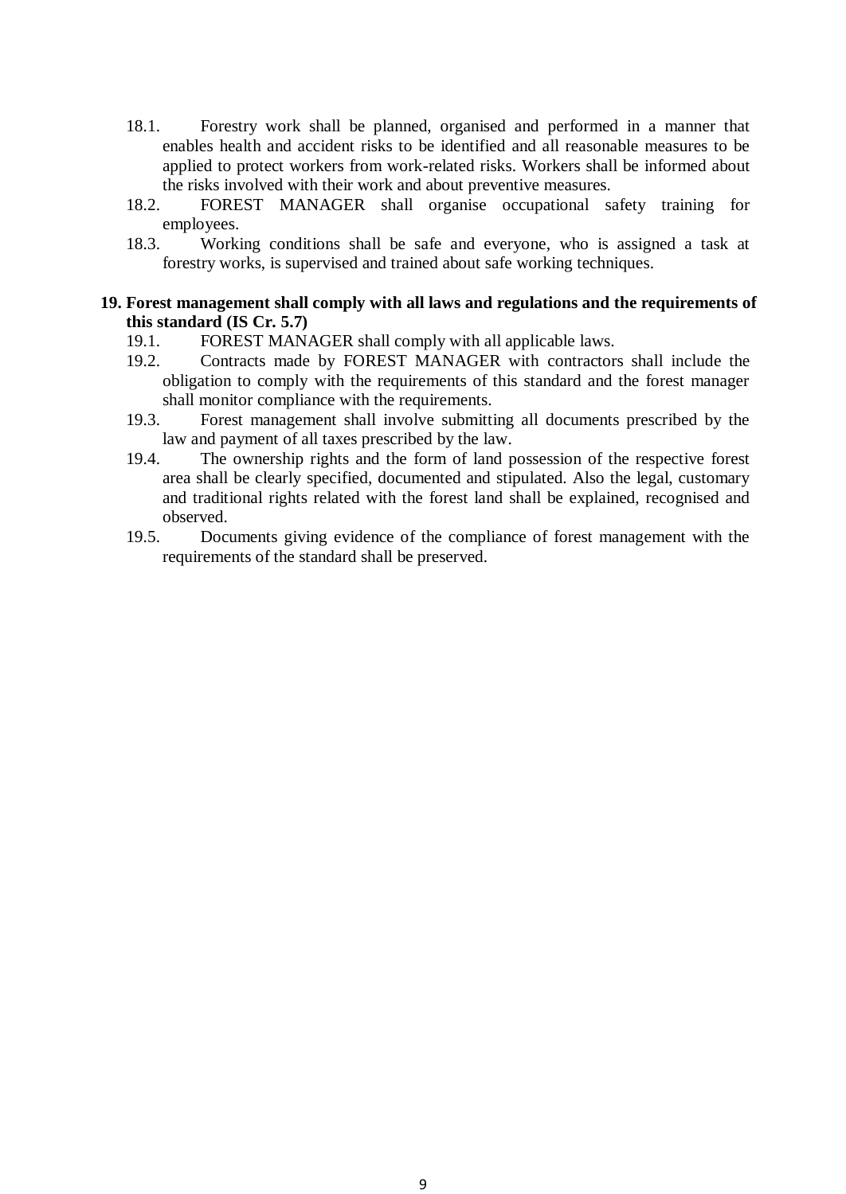18.1. Forestry work shall be planned, organised and performed in a manner that enables health and accident risks to be identified and all reasonable measures to be applied to protect workers from work-related risks. Workers shall be informed about the risks involved with their work and about preventive measures.

18.2. FOREST MANAGER shall organise occupational safety training for employees.

18.3. Working conditions shall be safe and everyone, who is assigned a task at forestry works, is supervised and trained about safe working techniques.

**19. Forest management shall comply with all laws and regulations and the requirements of this standard (IS Cr. 5.7)**

19.1. FOREST MANAGER shall comply with all applicable laws.

19.2. Contracts made by FOREST MANAGER with contractors shall include the obligation to comply with the requirements of this standard and the forest manager shall monitor compliance with the requirements.

19.3. Forest management shall involve submitting all documents prescribed by the law and payment of all taxes prescribed by the law.

19.4. The ownership rights and the form of land possession of the respective forest area shall be clearly specified, documented and stipulated. Also the legal, customary and traditional rights related with the forest land shall be explained, recognised and observed.

19.5. Documents giving evidence of the compliance of forest management with the requirements of the standard shall be preserved.